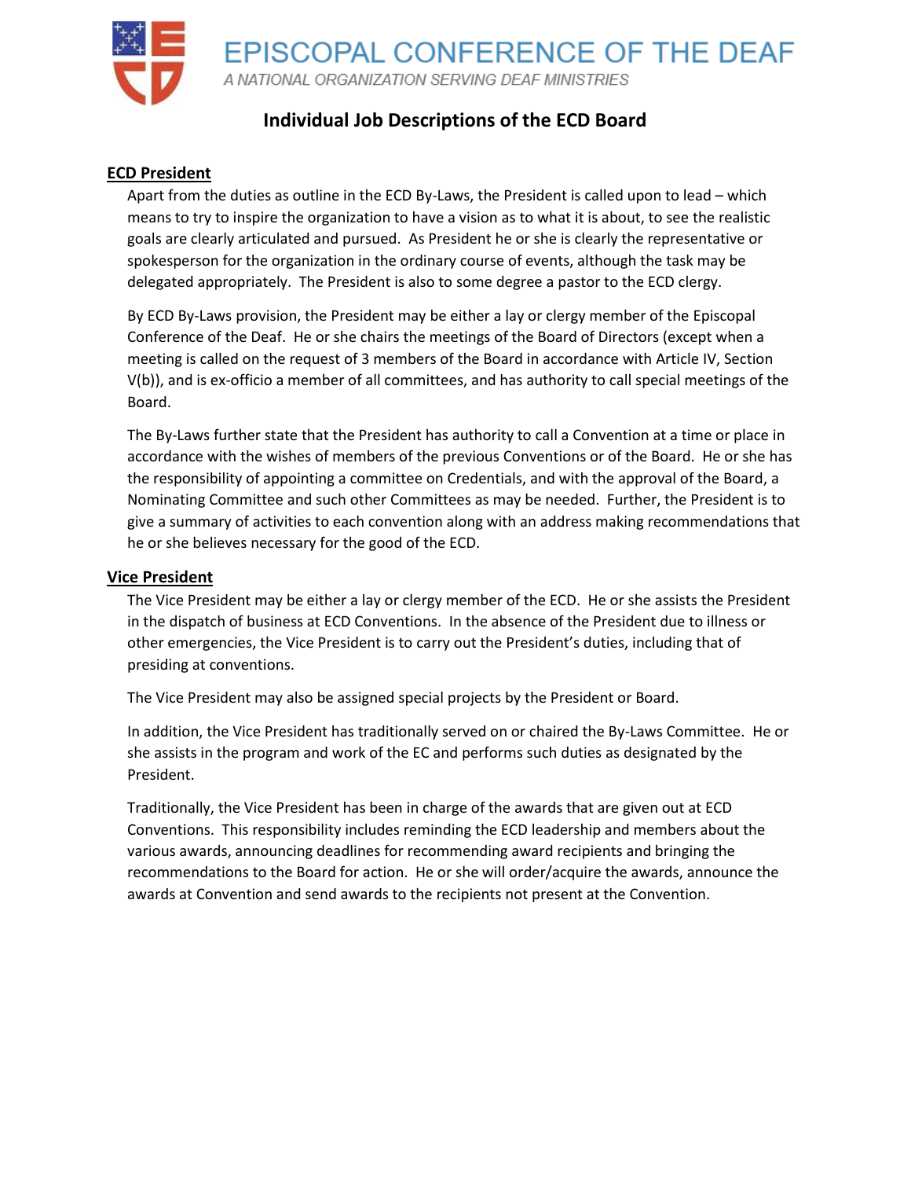# EPISCOPAL CONFERENCE OF THE DEAF

*A NATIONAL ORGANIZATION SERVING DEAF MINISTRIES*

## Individual Job Descriptions of the ECD Board

### ECD President

Apart from the duties as outline in the ECD By-Laws, the President is called upon to lead – which means to try to inspire the organization to have a vision as to what it is about, to see the realistic goals are clearly articulated and pursued. As President he or she is clearly the representative or spokesperson for the organization in the ordinary course of events, although the task may be delegated appropriately. The President is also to some degree a pastor to the ECD clergy.

By ECD By-Laws provision, the President may be either a lay or clergy member of the Episcopal Conference of the Deaf. He or she chairs the meetings of the Board of Directors (except when a meeting is called on the request of 3 members of the Board in accordance with Article IV, Section V(b)), and is ex-officio a member of all committees, and has authority to call special meetings of the Board.

The By-Laws further state that the President has authority to call a Convention at a time or place in accordance with the wishes of members of the previous Conventions or of the Board. He or she has the responsibility of appointing a committee on Credentials, and with the approval of the Board, a Nominating Committee and such other Committees as may be needed. Further, the President is to give a summary of activities to each convention along with an address making recommendations that he or she believes necessary for the good of the ECD.

### Vice President

The Vice President may be either a lay or clergy member of the ECD. He or she assists the President in the dispatch of business at ECD Conventions. In the absence of the President due to illness or other emergencies, the Vice President is to carry out the President's duties, including that of presiding at conventions.

The Vice President may also be assigned special projects by the President or Board.

In addition, the Vice President has traditionally served on or chaired the By-Laws Committee. He or she assists in the program and work of the EC and performs such duties as designated by the President.

Traditionally, the Vice President has been in charge of the awards that are given out at ECD Conventions. This responsibility includes reminding the ECD leadership and members about the various awards, announcing deadlines for recommending award recipients and bringing the recommendations to the Board for action. He or she will order/acquire the awards, announce the awards at Convention and send awards to the recipients not present at the Convention.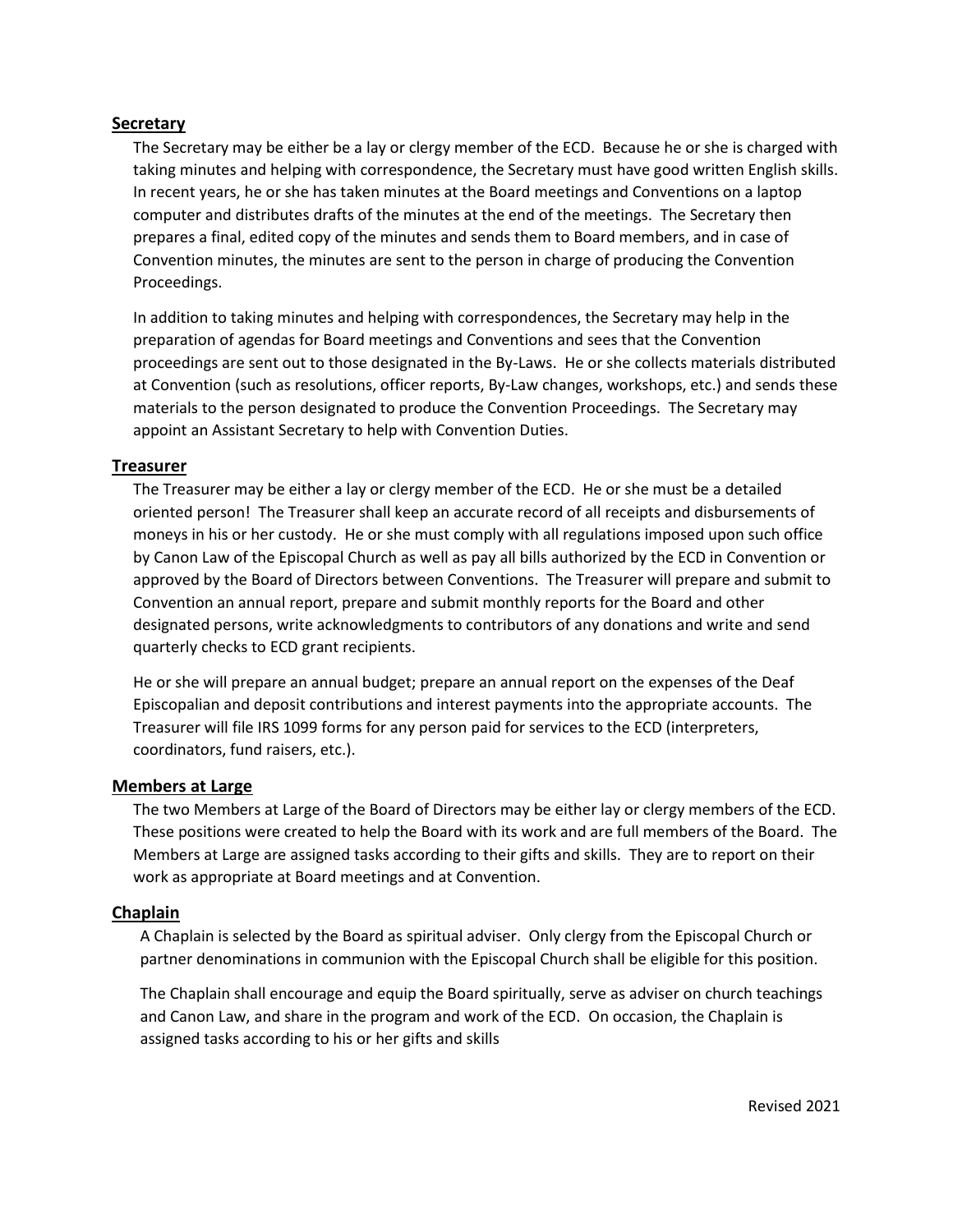## Secretary

The Secretary may be either be a lay or clergy member of the ECD. Because he or she is charged with taking minutes and helping with correspondence, the Secretary must have good written English skills. In recent years, he or she has taken minutes at the Board meetings and Conventions on a laptop computer and distributes drafts of the minutes at the end of the meetings. The Secretary then prepares a final, edited copy of the minutes and sends them to Board members, and in case of Convention minutes, the minutes are sent to the person in charge of producing the Convention Proceedings.

In addition to taking minutes and helping with correspondences, the Secretary may help in the preparation of agendas for Board meetings and Conventions and sees that the Convention proceedings are sent out to those designated in the By-Laws. He or she collects materials distributed at Convention (such as resolutions, officer reports, By-Law changes, workshops, etc.) and sends these materials to the person designated to produce the Convention Proceedings. The Secretary may appoint an Assistant Secretary to help with Convention Duties.

## Treasurer

The Treasurer may be either a lay or clergy member of the ECD. He or she must be a detailed oriented person! The Treasurer shall keep an accurate record of all receipts and disbursements of moneys in his or her custody. He or she must comply with all regulations imposed upon such office by Canon Law of the Episcopal Church as well as pay all bills authorized by the ECD in Convention or approved by the Board of Directors between Conventions. The Treasurer will prepare and submit to Convention an annual report, prepare and submit monthly reports for the Board and other designated persons, write acknowledgments to contributors of any donations and write and send quarterly checks to ECD grant recipients.

He or she will prepare an annual budget; prepare an annual report on the expenses of the Deaf Episcopalian and deposit contributions and interest payments into the appropriate accounts. The Treasurer will file IRS 1099 forms for any person paid for services to the ECD (interpreters, coordinators, fund raisers, etc.).

## Members at Large

The two Members at Large of the Board of Directors may be either lay or clergy members of the ECD. These positions were created to help the Board with its work and are full members of the Board. The Members at Large are assigned tasks according to their gifts and skills. They are to report on their work as appropriate at Board meetings and at Convention.

## Chaplain

A Chaplain is selected by the Board as spiritual adviser. Only clergy from the Episcopal Church or partner denominations in communion with the Episcopal Church shall be eligible for this position.

The Chaplain shall encourage and equip the Board spiritually, serve as adviser on church teachings and Canon Law, and share in the program and work of the ECD. On occasion, the Chaplain is assigned tasks according to his or her gifts and skills

Revised 2021